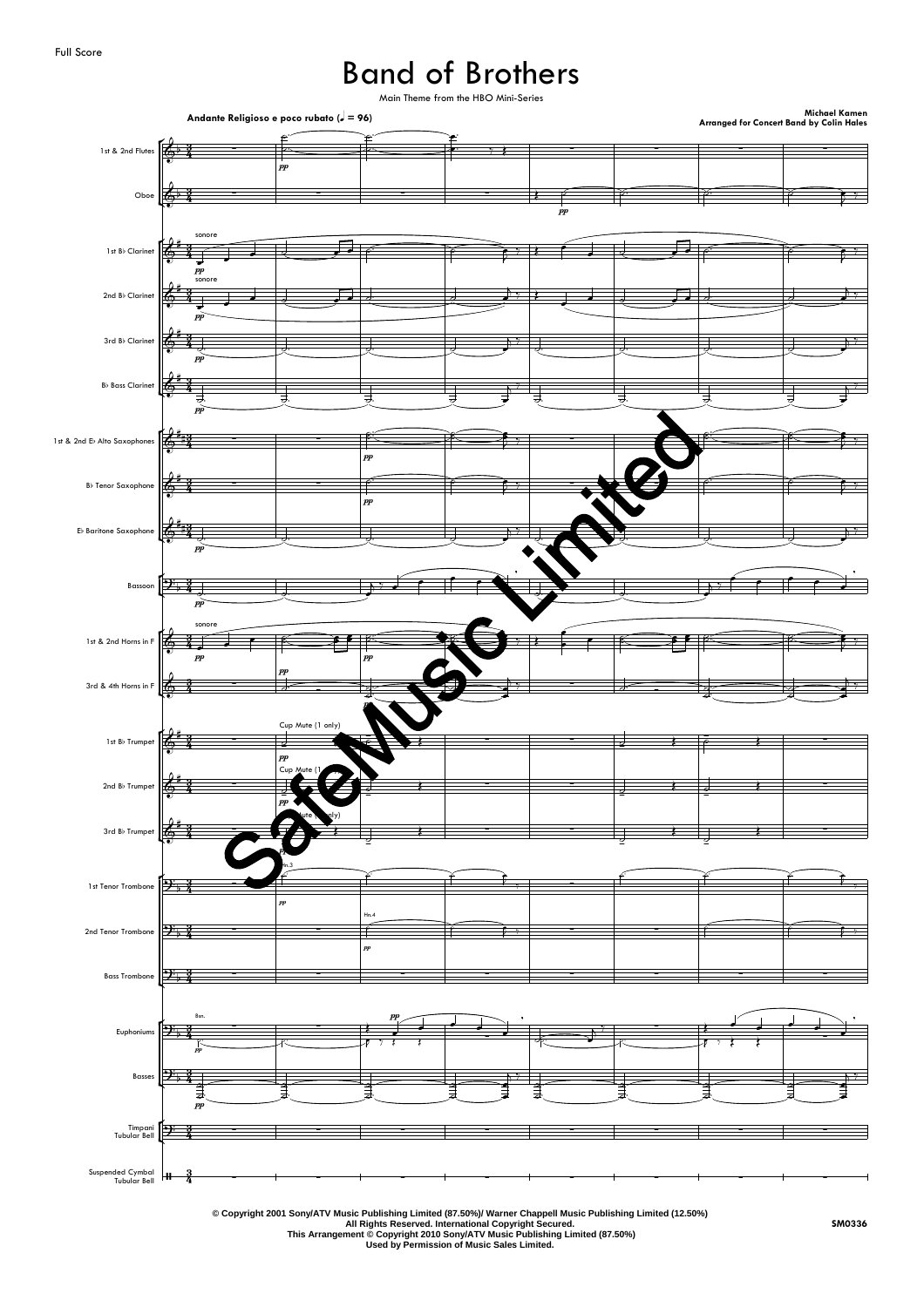# Band of Brothers

Main Theme from the HBO Mini-Series

**Andante Religioso e poco rubato (♩ = 96)**

**Michael Kamen**
**Arranged for Concert Band by Colin Hales**

1st & 2nd Flutes
Oboe
1st B♭ Clarinet
2nd B♭ Clarinet
3rd B♭ Clarinet
B♭ Bass Clarinet
1st & 2nd E♭ Alto Saxophones
B♭ Tenor Saxophone
E♭ Baritone Saxophone
Bassoon
1st & 2nd Horns in F
3rd & 4th Horns in F
1st B♭ Trumpet
2nd B♭ Trumpet
3rd B♭ Trumpet
1st Tenor Trombone
2nd Tenor Trombone
Bass Trombone
Euphoniums
Basses
Timpani / Tubular Bell
Suspended Cymbal / Tubular Bell

© Copyright 2001 Sony/ATV Music Publishing Limited (87.50%)/ Warner Chappell Music Publishing Limited (12.50%)
All Rights Reserved. International Copyright Secured.
This Arrangement © Copyright 2010 Sony/ATV Music Publishing Limited (87.50%)
Used by Permission of Music Sales Limited.

SM0336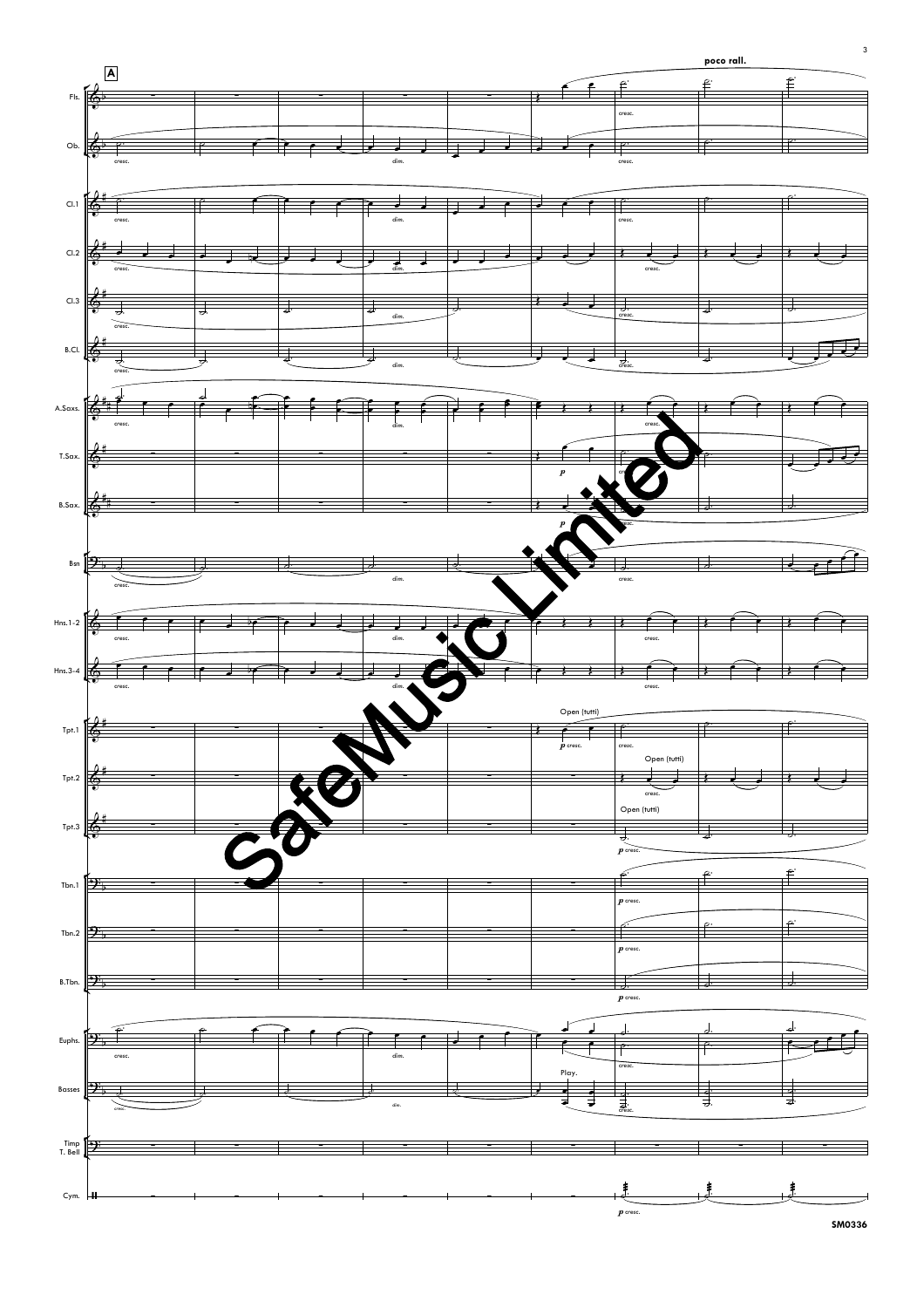**A**

**poco rall.**

Fls.

Ob.

Cl.1

Cl.2

Cl.3

B.Cl.

A.Saxs.

T.Sax.

B.Sax.

Bsn

Hns.1-2

Hns.3-4

Tpt.1

Tpt.2

Tpt.3

Tbn.1

Tbn.2

B.Tbn.

Euphs.

Basses

Timp
T. Bell

Cym.

cresc. dim. cresc.

Open (tutti)

Play.

*p* cresc.

SM0336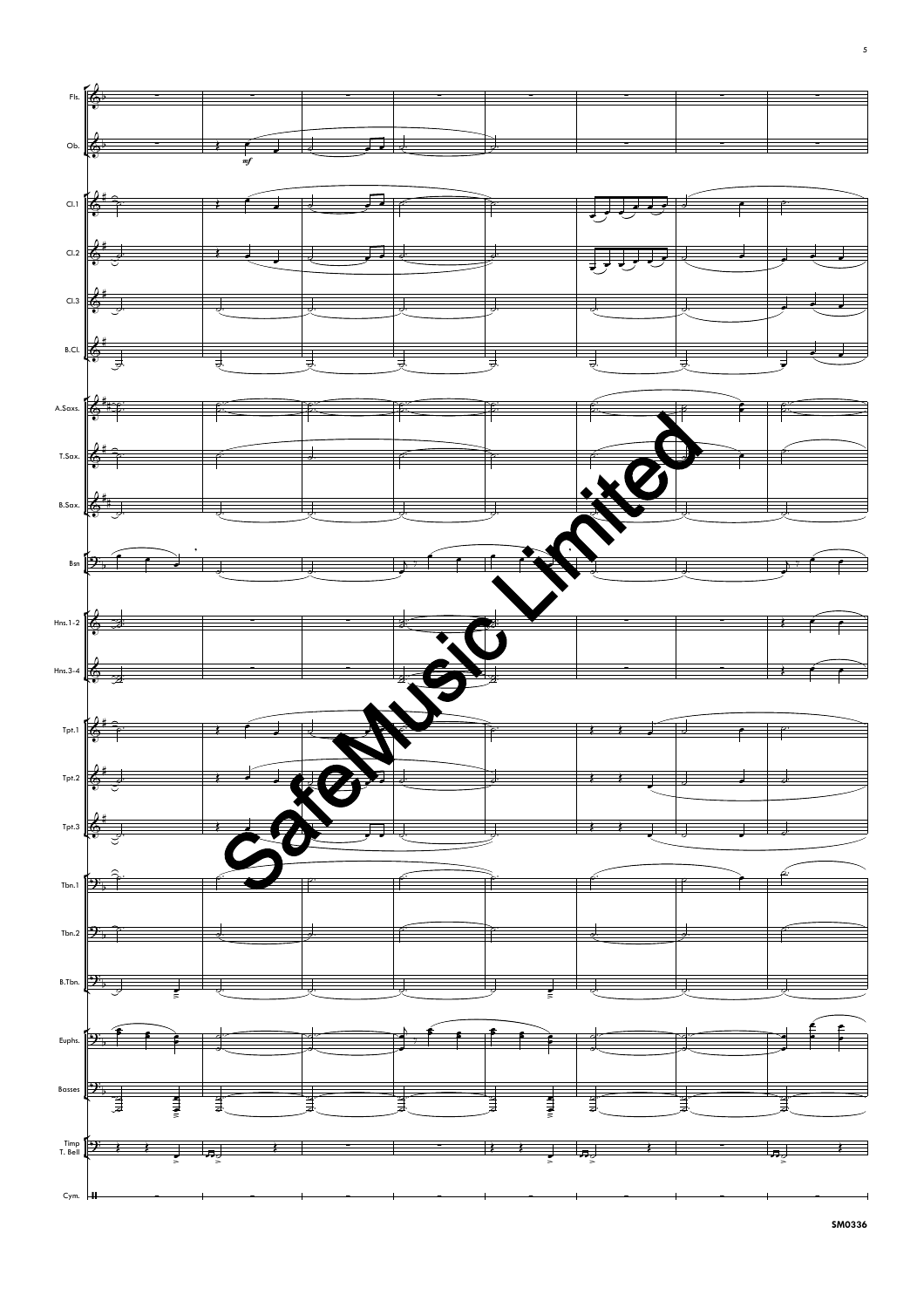Fls.

Ob.

*mf*

Cl.1

Cl.2

Cl.3

B.Cl.

A.Saxs.

T.Sax.

B.Sax.

Bsn

Hns.1-2

Hns.3-4

Tpt.1

Tpt.2

Tpt.3

Tbn.1

Tbn.2

B.Tbn.

Euphs.

Basses

Timp
T. Bell

Cym.